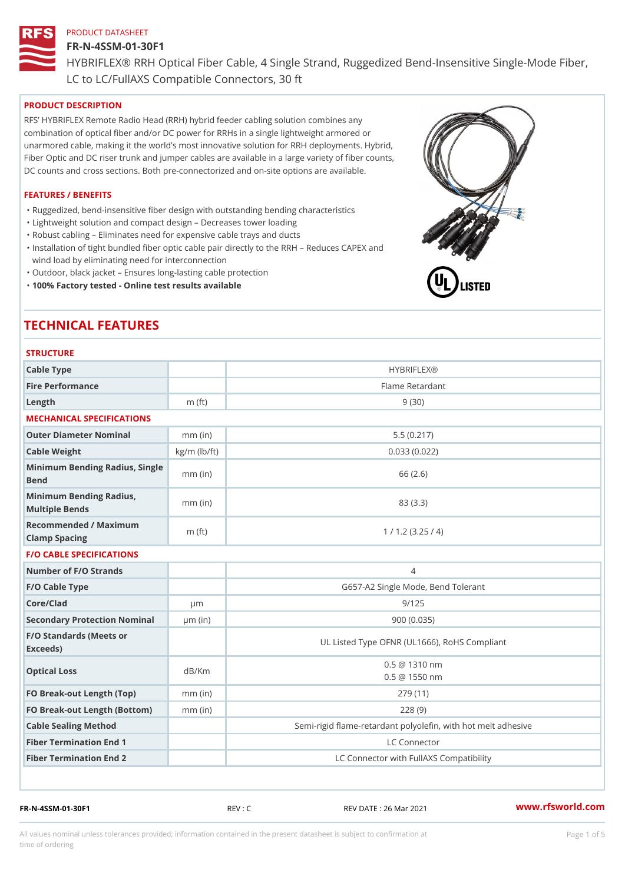PRODUCT DATASHEET

# FR-N-4SSM-01-30F1

HYBRIFLEX® RRH Optical Fiber Cable, 4 Single Strand, Ruggedized Bend-Insensitive Single-Mode Fiber, LC to LC/FullAXS Compatible Connectors, 30 ft

## PRODUCT DESCRIPTION

RFS' HYBRIFLEX Remote Radio Head (RRH) hybrid feeder cabling solution combines any combination of optical fiber and/or DC power for RRHs in a single lightweight armored or unarmored cable, making it the world's most innovative solution for RRH deployments. Hybrid, Fiber Optic and DC riser trunk and jumper cables are available in a large variety of fiber counts, DC counts and cross sections. Both pre-connectorized and on-site options are available.

## FEATURES / BENEFITS

- Ruggedized, bend-insensitive fiber design with outstanding bending characteristics
- Lightweight solution and compact design – Decreases tower loading
- Robust cabling – Eliminates need for expensive cable trays and ducts
- Installation of tight bundled fiber optic cable pair directly to the RRH – Reduces CAPEX and wind load by eliminating need for interconnection
- Outdoor, black jacket – Ensures long-lasting cable protection
- **100% Factory tested - Online test results available**

# TECHNICAL FEATURES

### STRUCTURE

| | | |
|---|---|---|
| Cable Type | | HYBRIFLEX® |
| Fire Performance | | Flame Retardant |
| Length | m (ft) | 9 (30) |

### MECHANICAL SPECIFICATIONS

| | | |
|---|---|---|
| Outer Diameter Nominal | mm (in) | 5.5 (0.217) |
| Cable Weight | kg/m (lb/ft) | 0.033 (0.022) |
| Minimum Bending Radius, Single Bend | mm (in) | 66 (2.6) |
| Minimum Bending Radius, Multiple Bends | mm (in) | 83 (3.3) |
| Recommended / Maximum Clamp Spacing | m (ft) | 1 / 1.2 (3.25 / 4) |

### F/O CABLE SPECIFICATIONS

| | | |
|---|---|---|
| Number of F/O Strands | | 4 |
| F/O Cable Type | | G657-A2 Single Mode, Bend Tolerant |
| Core/Clad | μm | 9/125 |
| Secondary Protection Nominal | μm (in) | 900 (0.035) |
| F/O Standards (Meets or Exceeds) | | UL Listed Type OFNR (UL1666), RoHS Compliant |
| Optical Loss | dB/Km | 0.5 @ 1310 nm<br>0.5 @ 1550 nm |
| FO Break-out Length (Top) | mm (in) | 279 (11) |
| FO Break-out Length (Bottom) | mm (in) | 228 (9) |
| Cable Sealing Method | | Semi-rigid flame-retardant polyolefin, with hot melt adhesive |
| Fiber Termination End 1 | | LC Connector |
| Fiber Termination End 2 | | LC Connector with FullAXS Compatibility |

FR-N-4SSM-01-30F1 REV : C REV DATE : 26 Mar 2021 www.rfsworld.com

All values nominal unless tolerances provided; information contained in the present datasheet is subject to confirmation at time of ordering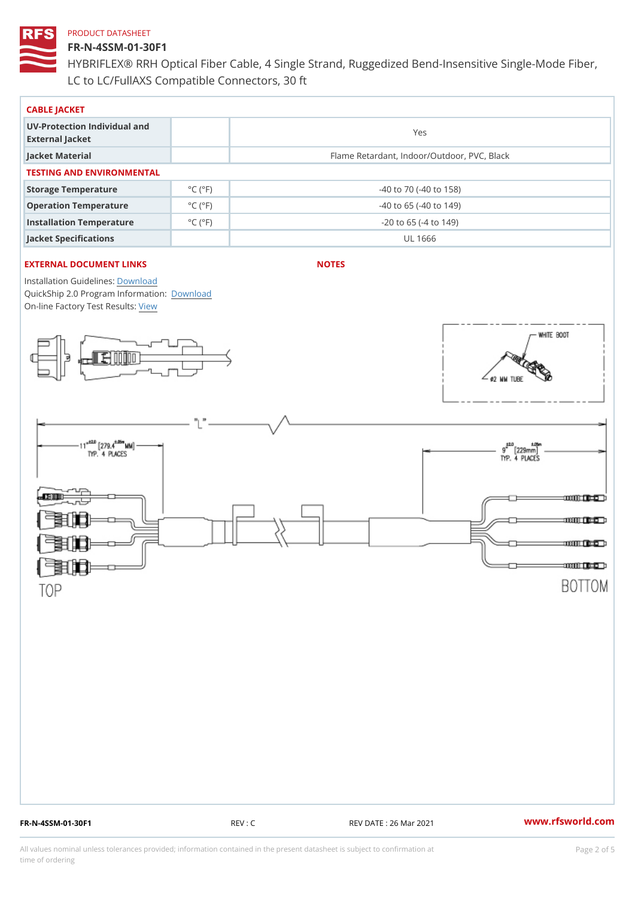PRODUCT DATASHEET

# FR-N-4SSM-01-30F1

HYBRIFLEX® RRH Optical Fiber Cable, 4 Single Strand, Ruggedized Bend-Insensitive Single-Mode Fiber, LC to LC/FullAXS Compatible Connectors, 30 ft

## CABLE JACKET

| | | |
|---|---|---|
| UV-Protection Individual and External Jacket | | Yes |
| Jacket Material | | Flame Retardant, Indoor/Outdoor, PVC, Black |

## TESTING AND ENVIRONMENTAL

| | | |
|---|---|---|
| Storage Temperature | °C (°F) | -40 to 70 (-40 to 158) |
| Operation Temperature | °C (°F) | -40 to 65 (-40 to 149) |
| Installation Temperature | °C (°F) | -20 to 65 (-4 to 149) |
| Jacket Specifications | | UL 1666 |

## EXTERNAL DOCUMENT LINKS

Installation Guidelines: Download
QuickShip 2.0 Program Information: Download
On-line Factory Test Results: View

## NOTES

WHITE BOOT
Ø2 MM TUBE

"L"

11" ±2.0 [279.4 ±.05 MM] TYP. 4 PLACES

9" ±2.0 [229mm ±.05] TYP. 4 PLACES

TOP

BOTTOM

FR-N-4SSM-01-30F1 REV : C REV DATE : 26 Mar 2021 www.rfsworld.com

All values nominal unless tolerances provided; information contained in the present datasheet is subject to confirmation at time of ordering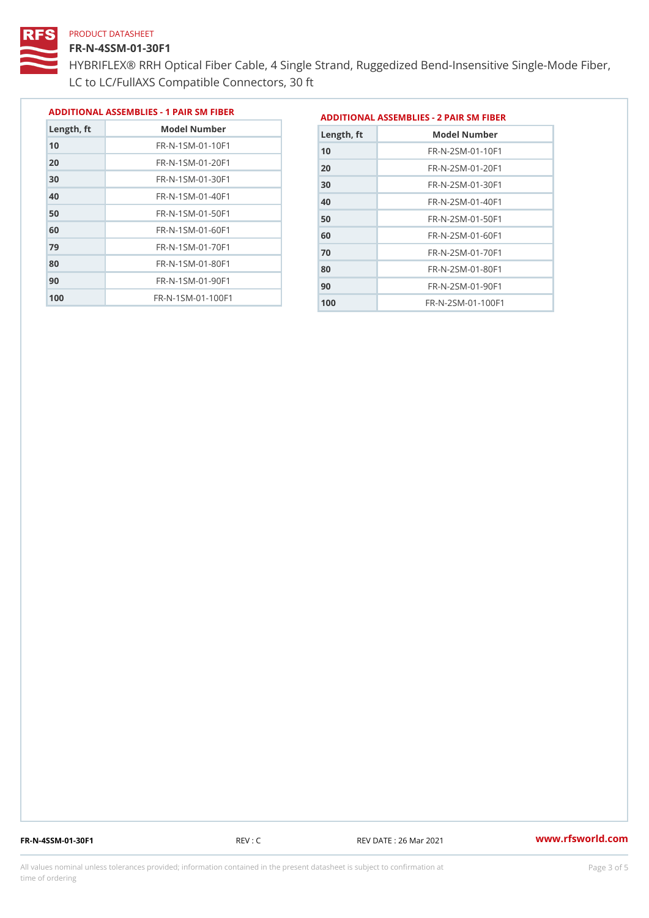PRODUCT DATASHEET

# FR-N-4SSM-01-30F1

HYBRIFLEX® RRH Optical Fiber Cable, 4 Single Strand, Ruggedized Bend-Insensitive Single-Mode Fiber, LC to LC/FullAXS Compatible Connectors, 30 ft

## ADDITIONAL ASSEMBLIES - 1 PAIR SM FIBER

| Length, ft | Model Number |
|---|---|
| 10 | FR-N-1SM-01-10F1 |
| 20 | FR-N-1SM-01-20F1 |
| 30 | FR-N-1SM-01-30F1 |
| 40 | FR-N-1SM-01-40F1 |
| 50 | FR-N-1SM-01-50F1 |
| 60 | FR-N-1SM-01-60F1 |
| 79 | FR-N-1SM-01-70F1 |
| 80 | FR-N-1SM-01-80F1 |
| 90 | FR-N-1SM-01-90F1 |
| 100 | FR-N-1SM-01-100F1 |

## ADDITIONAL ASSEMBLIES - 2 PAIR SM FIBER

| Length, ft | Model Number |
|---|---|
| 10 | FR-N-2SM-01-10F1 |
| 20 | FR-N-2SM-01-20F1 |
| 30 | FR-N-2SM-01-30F1 |
| 40 | FR-N-2SM-01-40F1 |
| 50 | FR-N-2SM-01-50F1 |
| 60 | FR-N-2SM-01-60F1 |
| 70 | FR-N-2SM-01-70F1 |
| 80 | FR-N-2SM-01-80F1 |
| 90 | FR-N-2SM-01-90F1 |
| 100 | FR-N-2SM-01-100F1 |

FR-N-4SSM-01-30F1 REV : C REV DATE : 26 Mar 2021 www.rfsworld.com

All values nominal unless tolerances provided; information contained in the present datasheet is subject to confirmation at time of ordering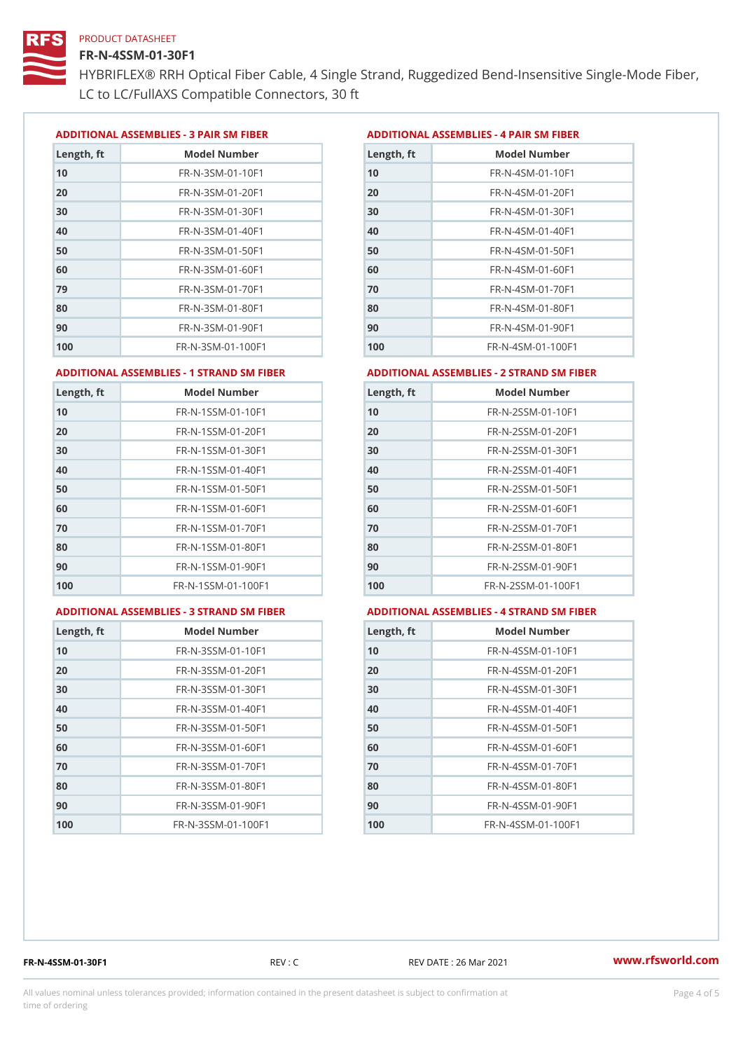PRODUCT DATASHEET

# FR-N-4SSM-01-30F1

HYBRIFLEX® RRH Optical Fiber Cable, 4 Single Strand, Ruggedized Bend-Insensitive Single-Mode Fiber, LC to LC/FullAXS Compatible Connectors, 30 ft

### ADDITIONAL ASSEMBLIES - 3 PAIR SM FIBER

| Length, ft | Model Number |
|---|---|
| 10 | FR-N-3SM-01-10F1 |
| 20 | FR-N-3SM-01-20F1 |
| 30 | FR-N-3SM-01-30F1 |
| 40 | FR-N-3SM-01-40F1 |
| 50 | FR-N-3SM-01-50F1 |
| 60 | FR-N-3SM-01-60F1 |
| 79 | FR-N-3SM-01-70F1 |
| 80 | FR-N-3SM-01-80F1 |
| 90 | FR-N-3SM-01-90F1 |
| 100 | FR-N-3SM-01-100F1 |

### ADDITIONAL ASSEMBLIES - 4 PAIR SM FIBER

| Length, ft | Model Number |
|---|---|
| 10 | FR-N-4SM-01-10F1 |
| 20 | FR-N-4SM-01-20F1 |
| 30 | FR-N-4SM-01-30F1 |
| 40 | FR-N-4SM-01-40F1 |
| 50 | FR-N-4SM-01-50F1 |
| 60 | FR-N-4SM-01-60F1 |
| 70 | FR-N-4SM-01-70F1 |
| 80 | FR-N-4SM-01-80F1 |
| 90 | FR-N-4SM-01-90F1 |
| 100 | FR-N-4SM-01-100F1 |

### ADDITIONAL ASSEMBLIES - 1 STRAND SM FIBER

| Length, ft | Model Number |
|---|---|
| 10 | FR-N-1SSM-01-10F1 |
| 20 | FR-N-1SSM-01-20F1 |
| 30 | FR-N-1SSM-01-30F1 |
| 40 | FR-N-1SSM-01-40F1 |
| 50 | FR-N-1SSM-01-50F1 |
| 60 | FR-N-1SSM-01-60F1 |
| 70 | FR-N-1SSM-01-70F1 |
| 80 | FR-N-1SSM-01-80F1 |
| 90 | FR-N-1SSM-01-90F1 |
| 100 | FR-N-1SSM-01-100F1 |

### ADDITIONAL ASSEMBLIES - 2 STRAND SM FIBER

| Length, ft | Model Number |
|---|---|
| 10 | FR-N-2SSM-01-10F1 |
| 20 | FR-N-2SSM-01-20F1 |
| 30 | FR-N-2SSM-01-30F1 |
| 40 | FR-N-2SSM-01-40F1 |
| 50 | FR-N-2SSM-01-50F1 |
| 60 | FR-N-2SSM-01-60F1 |
| 70 | FR-N-2SSM-01-70F1 |
| 80 | FR-N-2SSM-01-80F1 |
| 90 | FR-N-2SSM-01-90F1 |
| 100 | FR-N-2SSM-01-100F1 |

### ADDITIONAL ASSEMBLIES - 3 STRAND SM FIBER

| Length, ft | Model Number |
|---|---|
| 10 | FR-N-3SSM-01-10F1 |
| 20 | FR-N-3SSM-01-20F1 |
| 30 | FR-N-3SSM-01-30F1 |
| 40 | FR-N-3SSM-01-40F1 |
| 50 | FR-N-3SSM-01-50F1 |
| 60 | FR-N-3SSM-01-60F1 |
| 70 | FR-N-3SSM-01-70F1 |
| 80 | FR-N-3SSM-01-80F1 |
| 90 | FR-N-3SSM-01-90F1 |
| 100 | FR-N-3SSM-01-100F1 |

### ADDITIONAL ASSEMBLIES - 4 STRAND SM FIBER

| Length, ft | Model Number |
|---|---|
| 10 | FR-N-4SSM-01-10F1 |
| 20 | FR-N-4SSM-01-20F1 |
| 30 | FR-N-4SSM-01-30F1 |
| 40 | FR-N-4SSM-01-40F1 |
| 50 | FR-N-4SSM-01-50F1 |
| 60 | FR-N-4SSM-01-60F1 |
| 70 | FR-N-4SSM-01-70F1 |
| 80 | FR-N-4SSM-01-80F1 |
| 90 | FR-N-4SSM-01-90F1 |
| 100 | FR-N-4SSM-01-100F1 |

FR-N-4SSM-01-30F1 REV : C REV DATE : 26 Mar 2021 www.rfsworld.com

All values nominal unless tolerances provided; information contained in the present datasheet is subject to confirmation at time of ordering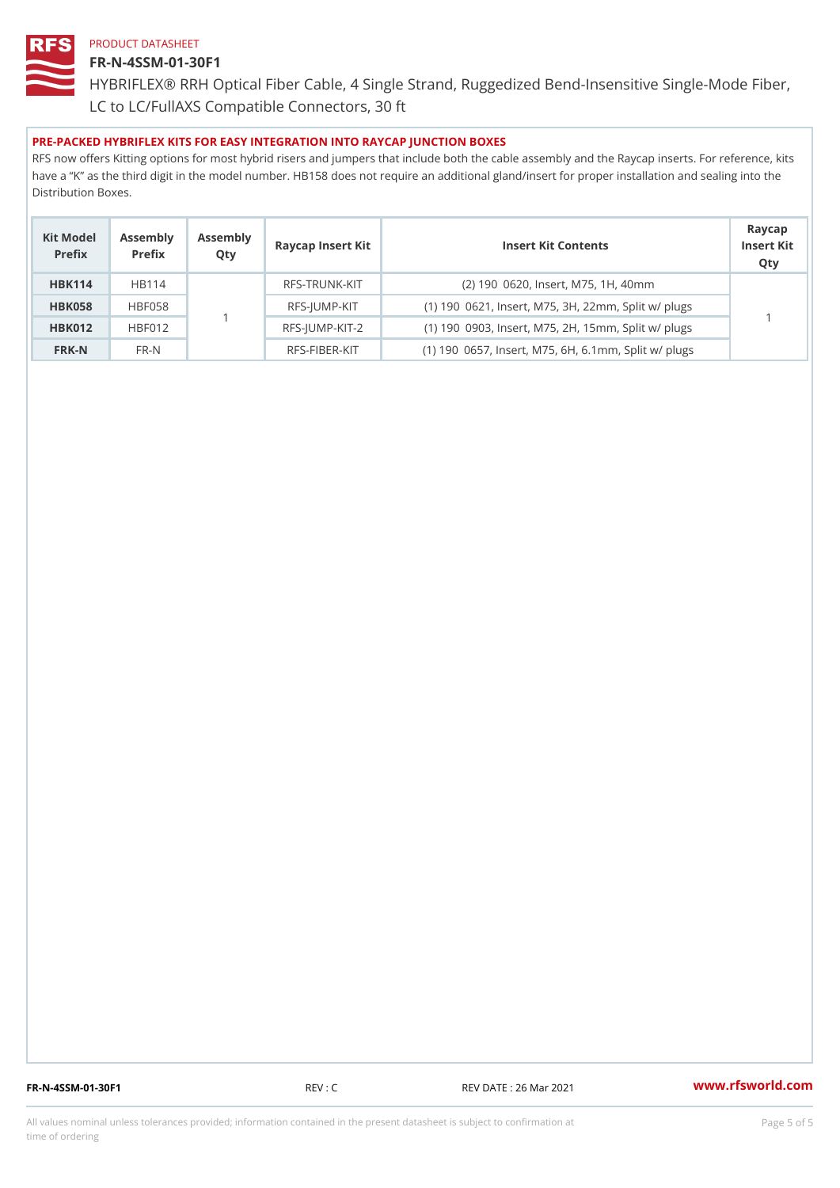PRODUCT DATASHEET

# FR-N-4SSM-01-30F1

HYBRIFLEX® RRH Optical Fiber Cable, 4 Single Strand, Ruggedized Bend-Insensitive Single-Mode Fiber, LC to LC/FullAXS Compatible Connectors, 30 ft

## PRE-PACKED HYBRIFLEX KITS FOR EASY INTEGRATION INTO RAYCAP JUNCTION BOXES

RFS now offers Kitting options for most hybrid risers and jumpers that include both the cable assembly and the Raycap inserts. For reference, kits have a "K" as the third digit in the model number. HB158 does not require an additional gland/insert for proper installation and sealing into the Distribution Boxes.

| Kit Model Prefix | Assembly Prefix | Assembly Qty | Raycap Insert Kit | Insert Kit Contents | Raycap Insert Kit Qty |
|---|---|---|---|---|---|
| HBK114 | HB114 | 1 | RFS-TRUNK-KIT | (2) 190 0620, Insert, M75, 1H, 40mm | 1 |
| HBK058 | HBF058 | | RFS-JUMP-KIT | (1) 190 0621, Insert, M75, 3H, 22mm, Split w/ plugs | |
| HBK012 | HBF012 | | RFS-JUMP-KIT-2 | (1) 190 0903, Insert, M75, 2H, 15mm, Split w/ plugs | |
| FRK-N | FR-N | | RFS-FIBER-KIT | (1) 190 0657, Insert, M75, 6H, 6.1mm, Split w/ plugs | |

FR-N-4SSM-01-30F1 REV : C REV DATE : 26 Mar 2021 www.rfsworld.com

All values nominal unless tolerances provided; information contained in the present datasheet is subject to confirmation at time of ordering